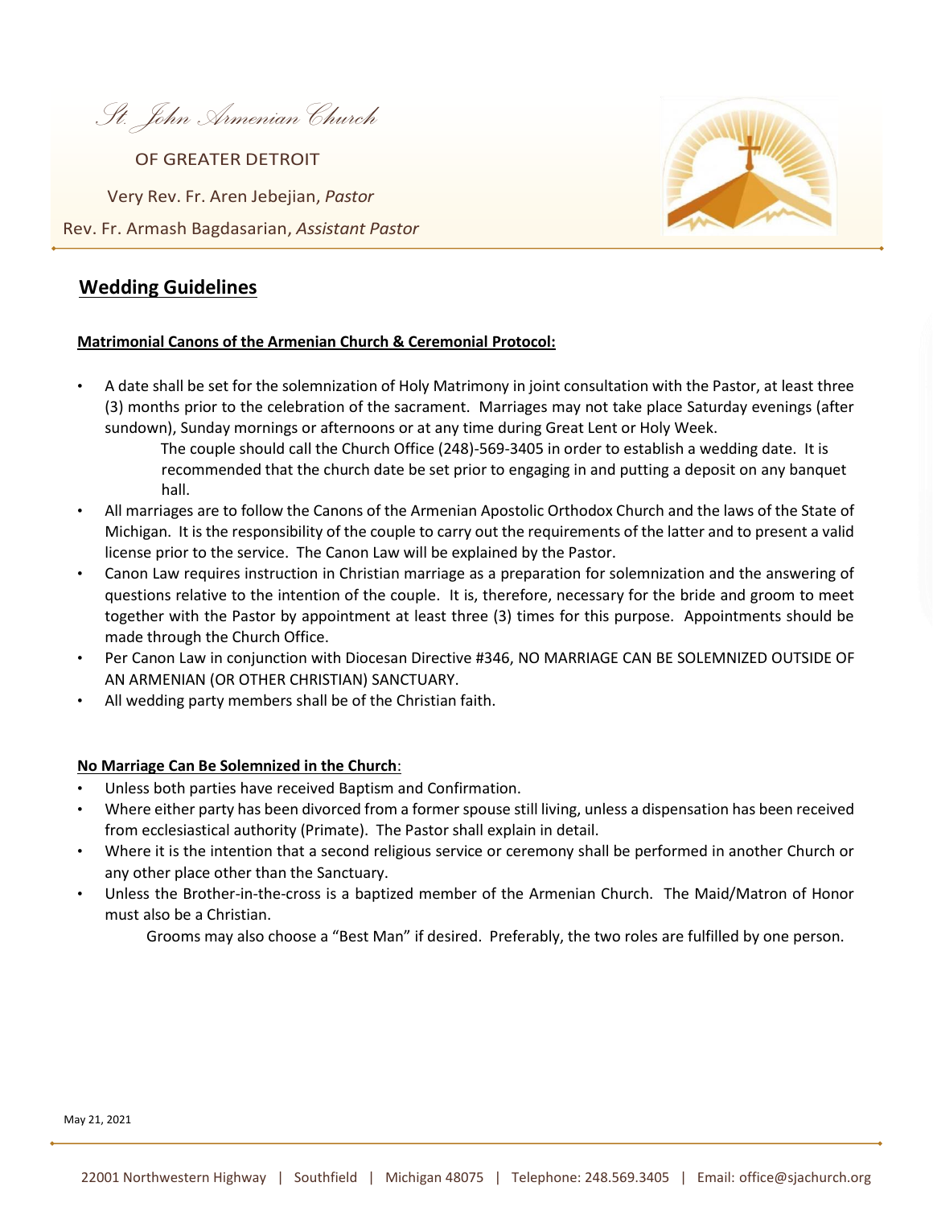*St. John Armenian Church*

OF GREATER DETROIT

Very Rev. Fr. Aren Jebejian, *Pastor*

Rev. Fr. Armash Bagdasarian, *Assistant Pastor*

## Wedding Guidelines

**Matrimonial Canons of the Armenian Church & Ceremonial Protocol:**

- A date shall be set for the solemnization of Holy Matrimony in joint consultation with the Pastor, at least three (3) months prior to the celebration of the sacrament. Marriages may not take place Saturday evenings (after sundown), Sunday mornings or afternoons or at any time during Great Lent or Holy Week.

  The couple should call the Church Office (248)-569-3405 in order to establish a wedding date. It is recommended that the church date be set prior to engaging in and putting a deposit on any banquet hall.
- All marriages are to follow the Canons of the Armenian Apostolic Orthodox Church and the laws of the State of Michigan. It is the responsibility of the couple to carry out the requirements of the latter and to present a valid license prior to the service. The Canon Law will be explained by the Pastor.
- Canon Law requires instruction in Christian marriage as a preparation for solemnization and the answering of questions relative to the intention of the couple. It is, therefore, necessary for the bride and groom to meet together with the Pastor by appointment at least three (3) times for this purpose. Appointments should be made through the Church Office.
- Per Canon Law in conjunction with Diocesan Directive #346, NO MARRIAGE CAN BE SOLEMNIZED OUTSIDE OF AN ARMENIAN (OR OTHER CHRISTIAN) SANCTUARY.
- All wedding party members shall be of the Christian faith.

**No Marriage Can Be Solemnized in the Church:**

- Unless both parties have received Baptism and Confirmation.
- Where either party has been divorced from a former spouse still living, unless a dispensation has been received from ecclesiastical authority (Primate). The Pastor shall explain in detail.
- Where it is the intention that a second religious service or ceremony shall be performed in another Church or any other place other than the Sanctuary.
- Unless the Brother-in-the-cross is a baptized member of the Armenian Church. The Maid/Matron of Honor must also be a Christian.

  Grooms may also choose a "Best Man" if desired. Preferably, the two roles are fulfilled by one person.

May 21, 2021

22001 Northwestern Highway | Southfield | Michigan 48075 | Telephone: 248.569.3405 | Email: office@sjachurch.org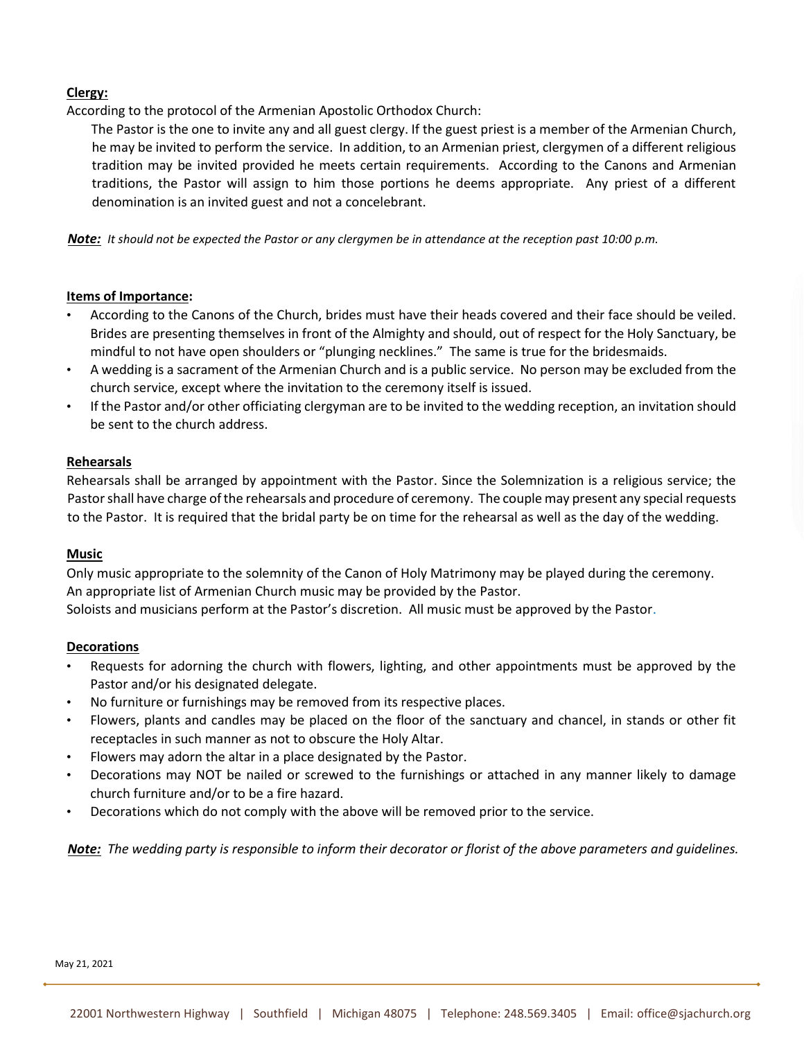**Clergy:**

According to the protocol of the Armenian Apostolic Orthodox Church:

The Pastor is the one to invite any and all guest clergy. If the guest priest is a member of the Armenian Church, he may be invited to perform the service. In addition, to an Armenian priest, clergymen of a different religious tradition may be invited provided he meets certain requirements. According to the Canons and Armenian traditions, the Pastor will assign to him those portions he deems appropriate. Any priest of a different denomination is an invited guest and not a concelebrant.

***Note:*** *It should not be expected the Pastor or any clergymen be in attendance at the reception past 10:00 p.m.*

**Items of Importance:**

- According to the Canons of the Church, brides must have their heads covered and their face should be veiled. Brides are presenting themselves in front of the Almighty and should, out of respect for the Holy Sanctuary, be mindful to not have open shoulders or "plunging necklines." The same is true for the bridesmaids.
- A wedding is a sacrament of the Armenian Church and is a public service. No person may be excluded from the church service, except where the invitation to the ceremony itself is issued.
- If the Pastor and/or other officiating clergyman are to be invited to the wedding reception, an invitation should be sent to the church address.

**Rehearsals**

Rehearsals shall be arranged by appointment with the Pastor. Since the Solemnization is a religious service; the Pastor shall have charge of the rehearsals and procedure of ceremony. The couple may present any special requests to the Pastor. It is required that the bridal party be on time for the rehearsal as well as the day of the wedding.

**Music**

Only music appropriate to the solemnity of the Canon of Holy Matrimony may be played during the ceremony.
An appropriate list of Armenian Church music may be provided by the Pastor.
Soloists and musicians perform at the Pastor's discretion. All music must be approved by the Pastor.

**Decorations**

- Requests for adorning the church with flowers, lighting, and other appointments must be approved by the Pastor and/or his designated delegate.
- No furniture or furnishings may be removed from its respective places.
- Flowers, plants and candles may be placed on the floor of the sanctuary and chancel, in stands or other fit receptacles in such manner as not to obscure the Holy Altar.
- Flowers may adorn the altar in a place designated by the Pastor.
- Decorations may NOT be nailed or screwed to the furnishings or attached in any manner likely to damage church furniture and/or to be a fire hazard.
- Decorations which do not comply with the above will be removed prior to the service.

***Note:*** *The wedding party is responsible to inform their decorator or florist of the above parameters and guidelines.*

May 21, 2021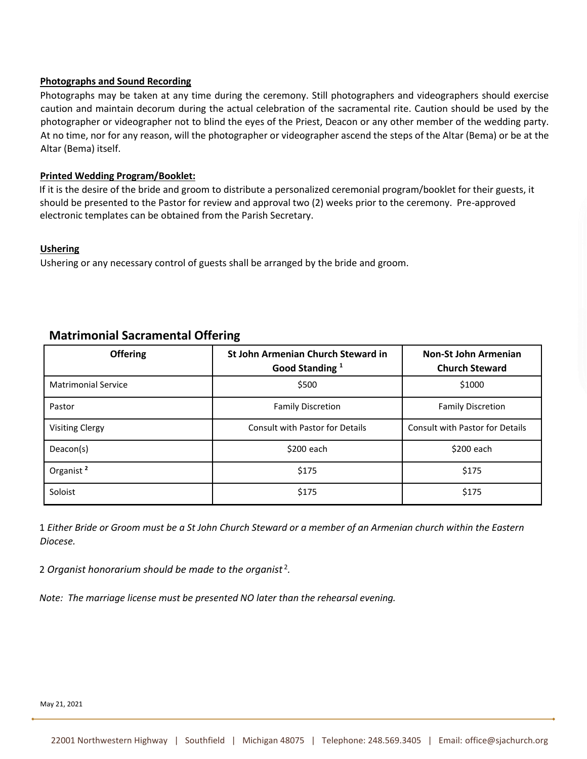**Photographs and Sound Recording**

Photographs may be taken at any time during the ceremony. Still photographers and videographers should exercise caution and maintain decorum during the actual celebration of the sacramental rite. Caution should be used by the photographer or videographer not to blind the eyes of the Priest, Deacon or any other member of the wedding party. At no time, nor for any reason, will the photographer or videographer ascend the steps of the Altar (Bema) or be at the Altar (Bema) itself.

**Printed Wedding Program/Booklet:**

If it is the desire of the bride and groom to distribute a personalized ceremonial program/booklet for their guests, it should be presented to the Pastor for review and approval two (2) weeks prior to the ceremony. Pre-approved electronic templates can be obtained from the Parish Secretary.

**Ushering**

Ushering or any necessary control of guests shall be arranged by the bride and groom.

## Matrimonial Sacramental Offering

| Offering | St John Armenian Church Steward in Good Standing [1] | Non-St John Armenian Church Steward |
| --- | --- | --- |
| Matrimonial Service | $500 | $1000 |
| Pastor | Family Discretion | Family Discretion |
| Visiting Clergy | Consult with Pastor for Details | Consult with Pastor for Details |
| Deacon(s) | $200 each | $200 each |
| Organist [2] | $175 | $175 |
| Soloist | $175 | $175 |

1 *Either Bride or Groom must be a St John Church Steward or a member of an Armenian church within the Eastern Diocese.*

2 *Organist honorarium should be made to the organist*[2]*.*

*Note: The marriage license must be presented NO later than the rehearsal evening.*

May 21, 2021